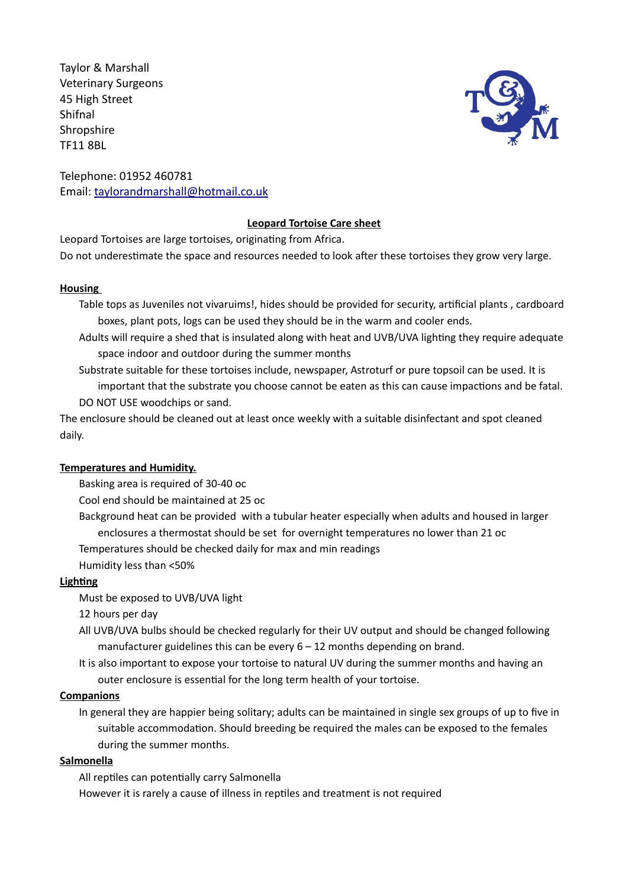Taylor & Marshall
Veterinary Surgeons
45 High Street
Shifnal
Shropshire
TF11 8BL

Telephone: 01952 460781
Email: [taylorandmarshall@hotmail.co.uk](mailto:taylorandmarshall@hotmail.co.uk)

# Leopard Tortoise Care sheet

Leopard Tortoises are large tortoises, originating from Africa.
Do not underestimate the space and resources needed to look after these tortoises they grow very large.

## Housing

Table tops as Juveniles not vivaruims!, hides should be provided for security, artificial plants , cardboard boxes, plant pots, logs can be used they should be in the warm and cooler ends.

Adults will require a shed that is insulated along with heat and UVB/UVA lighting they require adequate space indoor and outdoor during the summer months

Substrate suitable for these tortoises include, newspaper, Astroturf or pure topsoil can be used. It is important that the substrate you choose cannot be eaten as this can cause impactions and be fatal.

DO NOT USE woodchips or sand.

The enclosure should be cleaned out at least once weekly with a suitable disinfectant and spot cleaned daily.

## Temperatures and Humidity.

Basking area is required of 30-40 oc

Cool end should be maintained at 25 oc

Background heat can be provided with a tubular heater especially when adults and housed in larger enclosures a thermostat should be set for overnight temperatures no lower than 21 oc

Temperatures should be checked daily for max and min readings

Humidity less than <50%

## Lighting

Must be exposed to UVB/UVA light

12 hours per day

All UVB/UVA bulbs should be checked regularly for their UV output and should be changed following manufacturer guidelines this can be every 6 – 12 months depending on brand.

It is also important to expose your tortoise to natural UV during the summer months and having an outer enclosure is essential for the long term health of your tortoise.

## Companions

In general they are happier being solitary; adults can be maintained in single sex groups of up to five in suitable accommodation. Should breeding be required the males can be exposed to the females during the summer months.

## Salmonella

All reptiles can potentially carry Salmonella

However it is rarely a cause of illness in reptiles and treatment is not required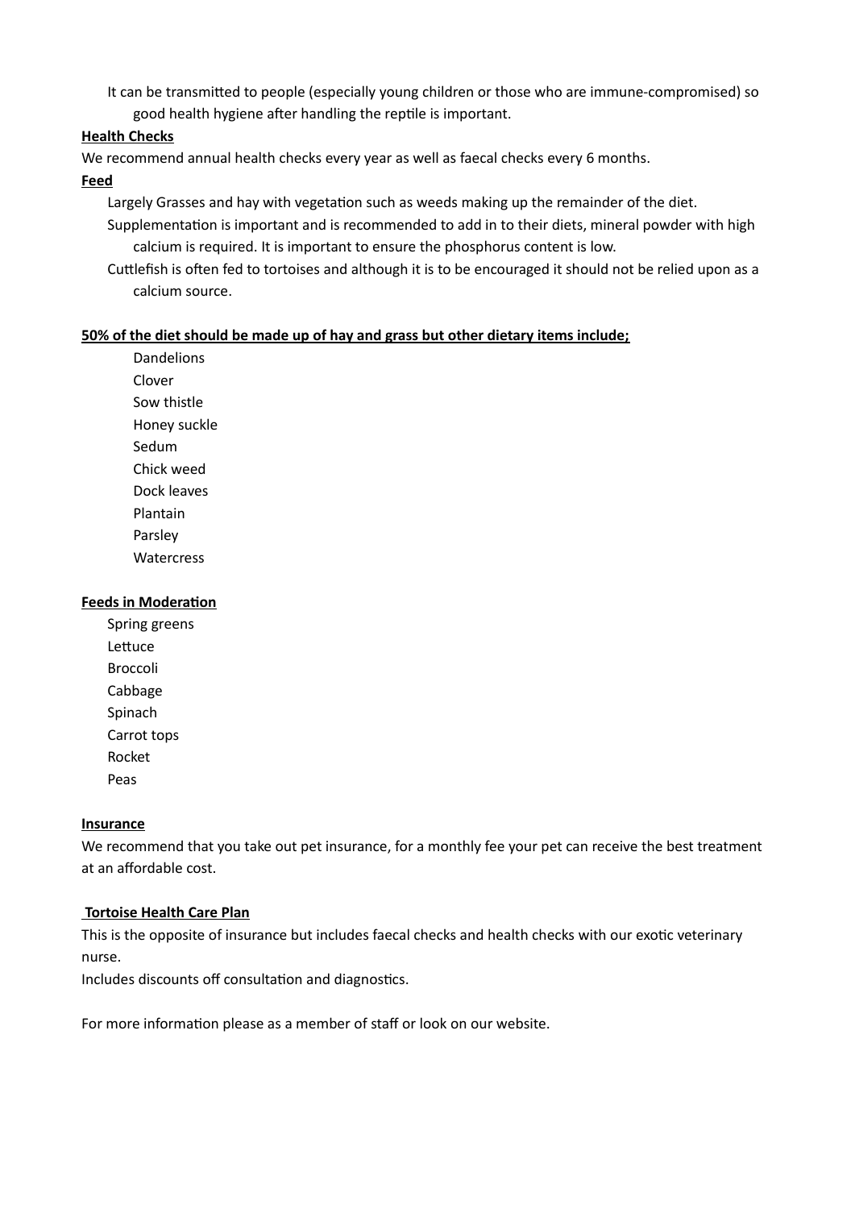It can be transmitted to people (especially young children or those who are immune-compromised) so good health hygiene after handling the reptile is important.

**Health Checks**

We recommend annual health checks every year as well as faecal checks every 6 months.

**Feed**

Largely Grasses and hay with vegetation such as weeds making up the remainder of the diet.

Supplementation is important and is recommended to add in to their diets, mineral powder with high calcium is required. It is important to ensure the phosphorus content is low.

Cuttlefish is often fed to tortoises and although it is to be encouraged it should not be relied upon as a calcium source.

**50% of the diet should be made up of hay and grass but other dietary items include;**

- Dandelions
- Clover
- Sow thistle
- Honey suckle
- Sedum
- Chick weed
- Dock leaves
- Plantain
- Parsley
- Watercress

**Feeds in Moderation**

- Spring greens
- Lettuce
- Broccoli
- Cabbage
- Spinach
- Carrot tops
- Rocket
- Peas

**Insurance**

We recommend that you take out pet insurance, for a monthly fee your pet can receive the best treatment at an affordable cost.

**Tortoise Health Care Plan**

This is the opposite of insurance but includes faecal checks and health checks with our exotic veterinary nurse.

Includes discounts off consultation and diagnostics.

For more information please as a member of staff or look on our website.